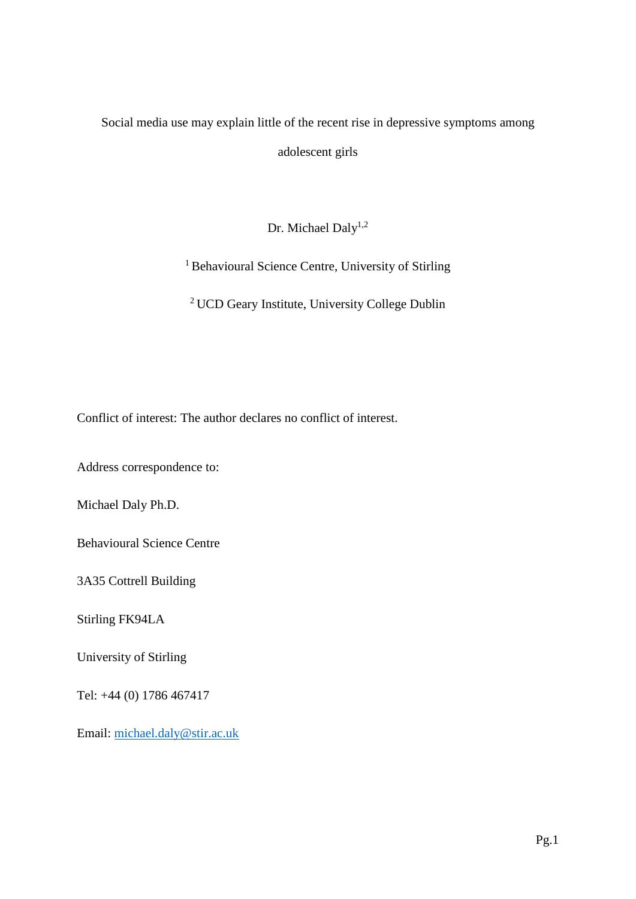# Social media use may explain little of the recent rise in depressive symptoms among adolescent girls

Dr. Michael Daly[1,2]

[1] Behavioural Science Centre, University of Stirling

[2] UCD Geary Institute, University College Dublin

Conflict of interest: The author declares no conflict of interest.

Address correspondence to:

Michael Daly Ph.D.

Behavioural Science Centre

3A35 Cottrell Building

Stirling FK94LA

University of Stirling

Tel: +44 (0) 1786 467417

Email: michael.daly@stir.ac.uk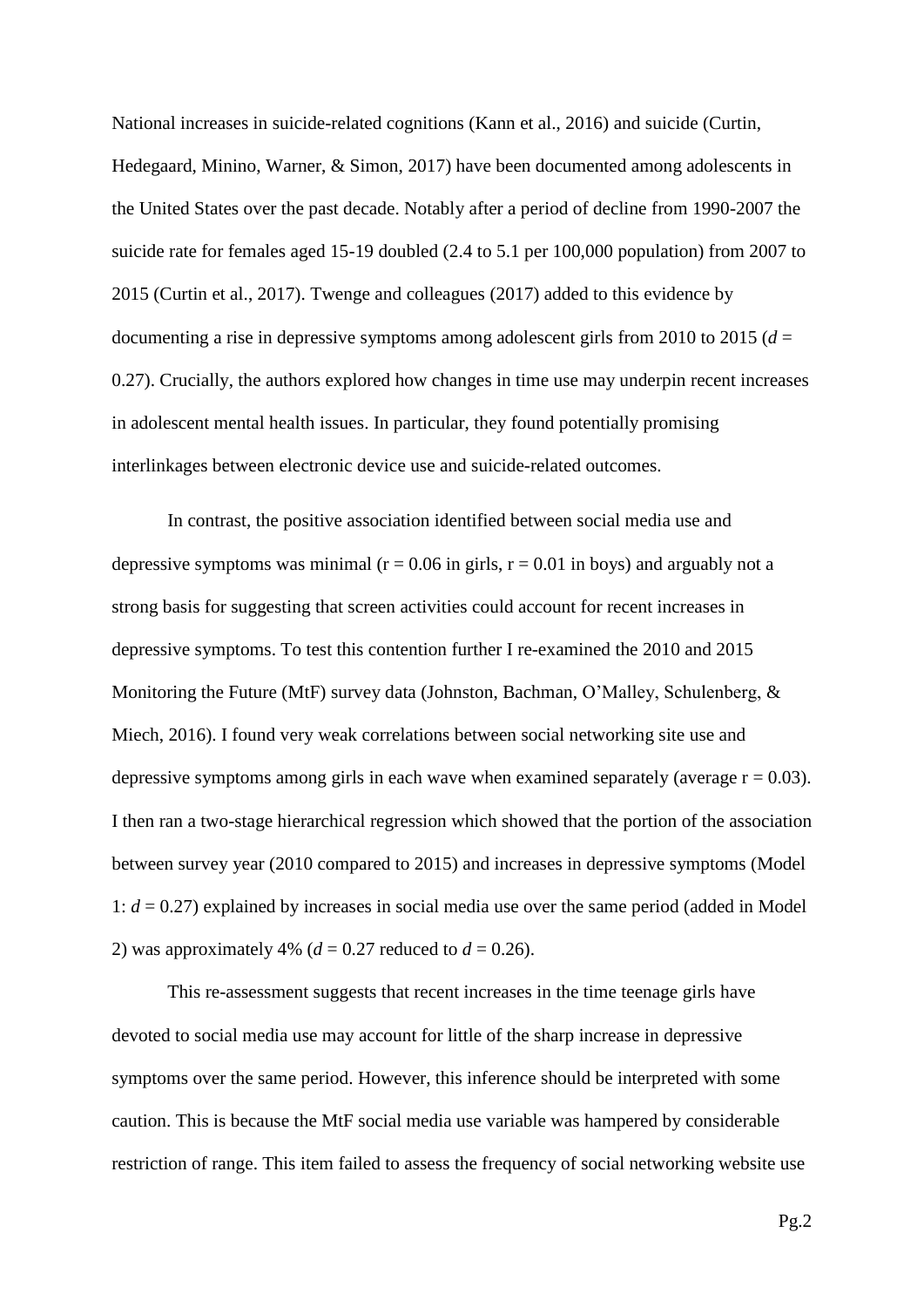National increases in suicide-related cognitions (Kann et al., 2016) and suicide (Curtin, Hedegaard, Minino, Warner, & Simon, 2017) have been documented among adolescents in the United States over the past decade. Notably after a period of decline from 1990-2007 the suicide rate for females aged 15-19 doubled (2.4 to 5.1 per 100,000 population) from 2007 to 2015 (Curtin et al., 2017). Twenge and colleagues (2017) added to this evidence by documenting a rise in depressive symptoms among adolescent girls from 2010 to 2015 ($d$ = 0.27). Crucially, the authors explored how changes in time use may underpin recent increases in adolescent mental health issues. In particular, they found potentially promising interlinkages between electronic device use and suicide-related outcomes.

In contrast, the positive association identified between social media use and depressive symptoms was minimal ($r = 0.06$ in girls, $r = 0.01$ in boys) and arguably not a strong basis for suggesting that screen activities could account for recent increases in depressive symptoms. To test this contention further I re-examined the 2010 and 2015 Monitoring the Future (MtF) survey data (Johnston, Bachman, O'Malley, Schulenberg, & Miech, 2016). I found very weak correlations between social networking site use and depressive symptoms among girls in each wave when examined separately (average $r = 0.03$). I then ran a two-stage hierarchical regression which showed that the portion of the association between survey year (2010 compared to 2015) and increases in depressive symptoms (Model 1: $d$ = 0.27) explained by increases in social media use over the same period (added in Model 2) was approximately 4% ($d$ = 0.27 reduced to $d$ = 0.26).

This re-assessment suggests that recent increases in the time teenage girls have devoted to social media use may account for little of the sharp increase in depressive symptoms over the same period. However, this inference should be interpreted with some caution. This is because the MtF social media use variable was hampered by considerable restriction of range. This item failed to assess the frequency of social networking website use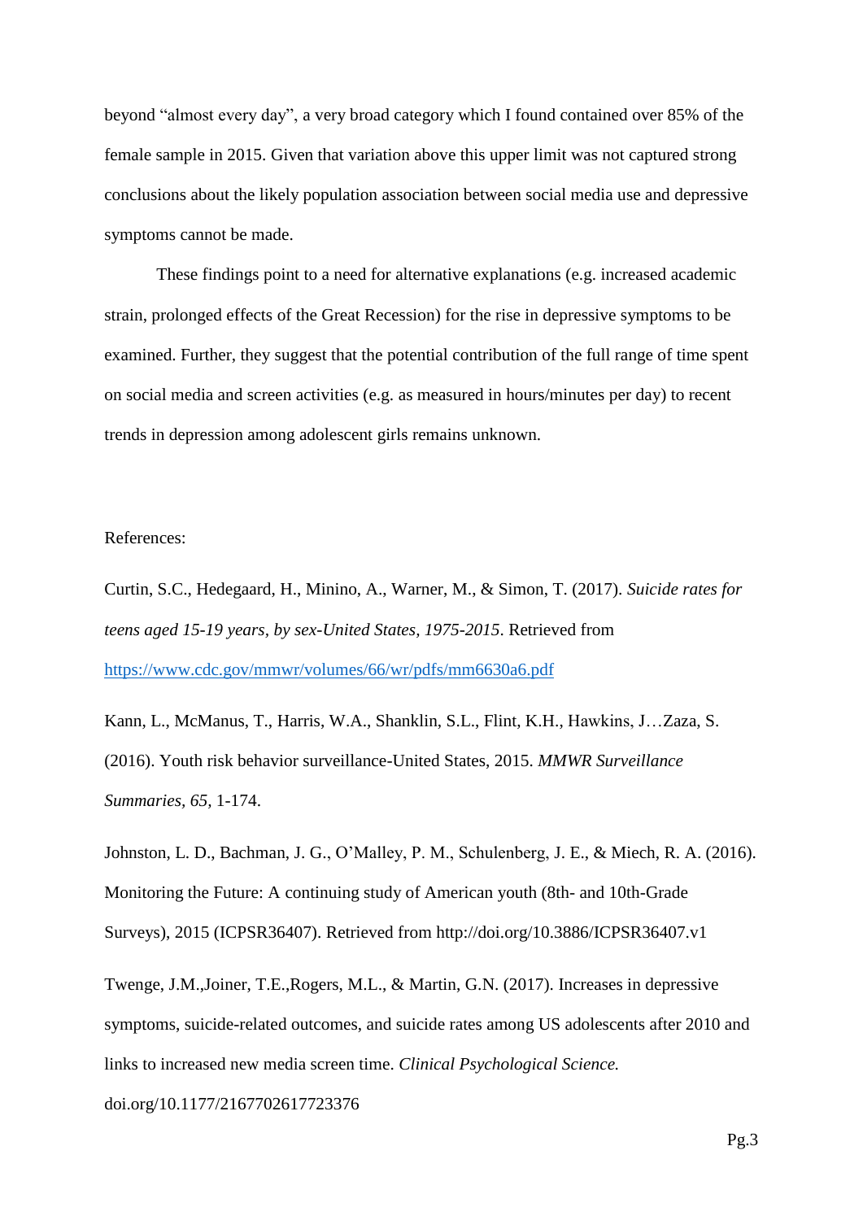beyond "almost every day", a very broad category which I found contained over 85% of the female sample in 2015. Given that variation above this upper limit was not captured strong conclusions about the likely population association between social media use and depressive symptoms cannot be made.

These findings point to a need for alternative explanations (e.g. increased academic strain, prolonged effects of the Great Recession) for the rise in depressive symptoms to be examined. Further, they suggest that the potential contribution of the full range of time spent on social media and screen activities (e.g. as measured in hours/minutes per day) to recent trends in depression among adolescent girls remains unknown.

References:

Curtin, S.C., Hedegaard, H., Minino, A., Warner, M., & Simon, T. (2017). *Suicide rates for teens aged 15-19 years, by sex-United States, 1975-2015*. Retrieved from https://www.cdc.gov/mmwr/volumes/66/wr/pdfs/mm6630a6.pdf

Kann, L., McManus, T., Harris, W.A., Shanklin, S.L., Flint, K.H., Hawkins, J…Zaza, S. (2016). Youth risk behavior surveillance-United States, 2015. *MMWR Surveillance Summaries, 65*, 1-174.

Johnston, L. D., Bachman, J. G., O'Malley, P. M., Schulenberg, J. E., & Miech, R. A. (2016). Monitoring the Future: A continuing study of American youth (8th- and 10th-Grade Surveys), 2015 (ICPSR36407). Retrieved from http://doi.org/10.3886/ICPSR36407.v1

Twenge, J.M.,Joiner, T.E.,Rogers, M.L., & Martin, G.N. (2017). Increases in depressive symptoms, suicide-related outcomes, and suicide rates among US adolescents after 2010 and links to increased new media screen time. *Clinical Psychological Science.* doi.org/10.1177/2167702617723376